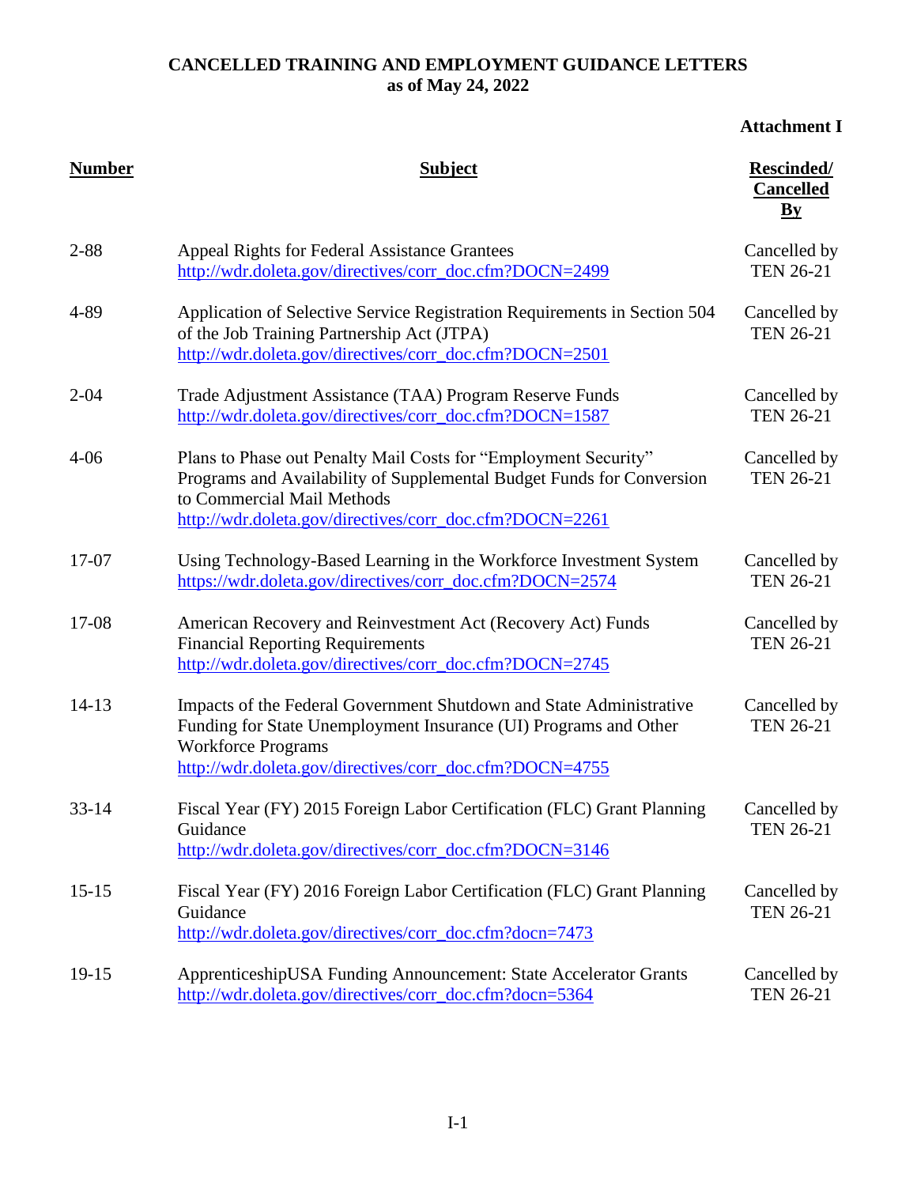**CANCELLED TRAINING AND EMPLOYMENT GUIDANCE LETTERS**
**as of May 24, 2022**

**Attachment I**

| Number | Subject | Rescinded/ Cancelled By |
|---|---|---|
| 2-88 | Appeal Rights for Federal Assistance Grantees http://wdr.doleta.gov/directives/corr_doc.cfm?DOCN=2499 | Cancelled by TEN 26-21 |
| 4-89 | Application of Selective Service Registration Requirements in Section 504 of the Job Training Partnership Act (JTPA) http://wdr.doleta.gov/directives/corr_doc.cfm?DOCN=2501 | Cancelled by TEN 26-21 |
| 2-04 | Trade Adjustment Assistance (TAA) Program Reserve Funds http://wdr.doleta.gov/directives/corr_doc.cfm?DOCN=1587 | Cancelled by TEN 26-21 |
| 4-06 | Plans to Phase out Penalty Mail Costs for "Employment Security" Programs and Availability of Supplemental Budget Funds for Conversion to Commercial Mail Methods http://wdr.doleta.gov/directives/corr_doc.cfm?DOCN=2261 | Cancelled by TEN 26-21 |
| 17-07 | Using Technology-Based Learning in the Workforce Investment System https://wdr.doleta.gov/directives/corr_doc.cfm?DOCN=2574 | Cancelled by TEN 26-21 |
| 17-08 | American Recovery and Reinvestment Act (Recovery Act) Funds Financial Reporting Requirements http://wdr.doleta.gov/directives/corr_doc.cfm?DOCN=2745 | Cancelled by TEN 26-21 |
| 14-13 | Impacts of the Federal Government Shutdown and State Administrative Funding for State Unemployment Insurance (UI) Programs and Other Workforce Programs http://wdr.doleta.gov/directives/corr_doc.cfm?DOCN=4755 | Cancelled by TEN 26-21 |
| 33-14 | Fiscal Year (FY) 2015 Foreign Labor Certification (FLC) Grant Planning Guidance http://wdr.doleta.gov/directives/corr_doc.cfm?DOCN=3146 | Cancelled by TEN 26-21 |
| 15-15 | Fiscal Year (FY) 2016 Foreign Labor Certification (FLC) Grant Planning Guidance http://wdr.doleta.gov/directives/corr_doc.cfm?docn=7473 | Cancelled by TEN 26-21 |
| 19-15 | ApprenticeshipUSA Funding Announcement: State Accelerator Grants http://wdr.doleta.gov/directives/corr_doc.cfm?docn=5364 | Cancelled by TEN 26-21 |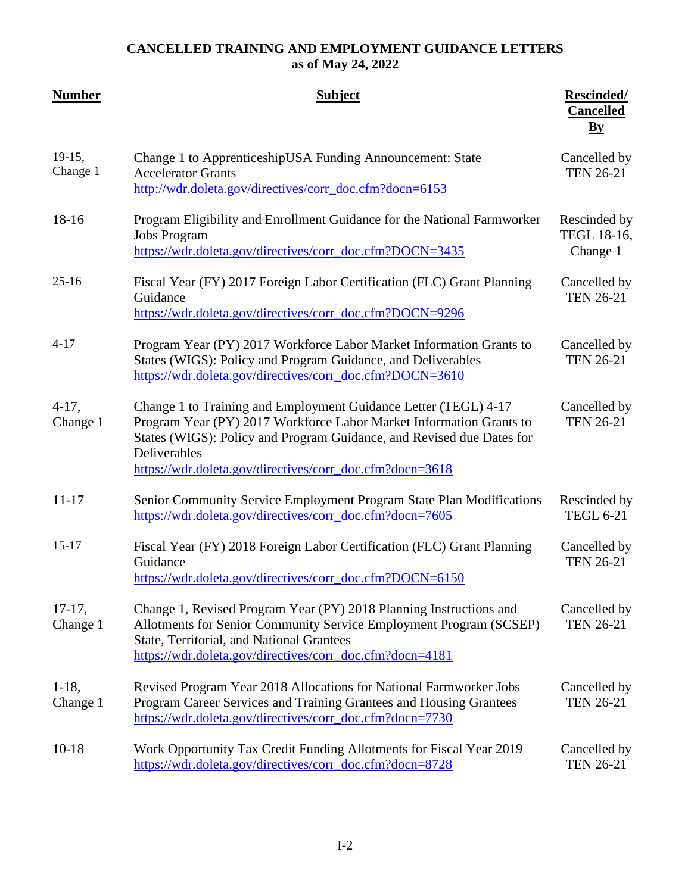**CANCELLED TRAINING AND EMPLOYMENT GUIDANCE LETTERS**
**as of May 24, 2022**

| Number | Subject | Rescinded/ Cancelled By |
|---|---|---|
| 19-15, Change 1 | Change 1 to ApprenticeshipUSA Funding Announcement: State Accelerator Grants http://wdr.doleta.gov/directives/corr_doc.cfm?docn=6153 | Cancelled by TEN 26-21 |
| 18-16 | Program Eligibility and Enrollment Guidance for the National Farmworker Jobs Program https://wdr.doleta.gov/directives/corr_doc.cfm?DOCN=3435 | Rescinded by TEGL 18-16, Change 1 |
| 25-16 | Fiscal Year (FY) 2017 Foreign Labor Certification (FLC) Grant Planning Guidance https://wdr.doleta.gov/directives/corr_doc.cfm?DOCN=9296 | Cancelled by TEN 26-21 |
| 4-17 | Program Year (PY) 2017 Workforce Labor Market Information Grants to States (WIGS): Policy and Program Guidance, and Deliverables https://wdr.doleta.gov/directives/corr_doc.cfm?DOCN=3610 | Cancelled by TEN 26-21 |
| 4-17, Change 1 | Change 1 to Training and Employment Guidance Letter (TEGL) 4-17 Program Year (PY) 2017 Workforce Labor Market Information Grants to States (WIGS): Policy and Program Guidance, and Revised due Dates for Deliverables https://wdr.doleta.gov/directives/corr_doc.cfm?docn=3618 | Cancelled by TEN 26-21 |
| 11-17 | Senior Community Service Employment Program State Plan Modifications https://wdr.doleta.gov/directives/corr_doc.cfm?docn=7605 | Rescinded by TEGL 6-21 |
| 15-17 | Fiscal Year (FY) 2018 Foreign Labor Certification (FLC) Grant Planning Guidance https://wdr.doleta.gov/directives/corr_doc.cfm?DOCN=6150 | Cancelled by TEN 26-21 |
| 17-17, Change 1 | Change 1, Revised Program Year (PY) 2018 Planning Instructions and Allotments for Senior Community Service Employment Program (SCSEP) State, Territorial, and National Grantees https://wdr.doleta.gov/directives/corr_doc.cfm?docn=4181 | Cancelled by TEN 26-21 |
| 1-18, Change 1 | Revised Program Year 2018 Allocations for National Farmworker Jobs Program Career Services and Training Grantees and Housing Grantees https://wdr.doleta.gov/directives/corr_doc.cfm?docn=7730 | Cancelled by TEN 26-21 |
| 10-18 | Work Opportunity Tax Credit Funding Allotments for Fiscal Year 2019 https://wdr.doleta.gov/directives/corr_doc.cfm?docn=8728 | Cancelled by TEN 26-21 |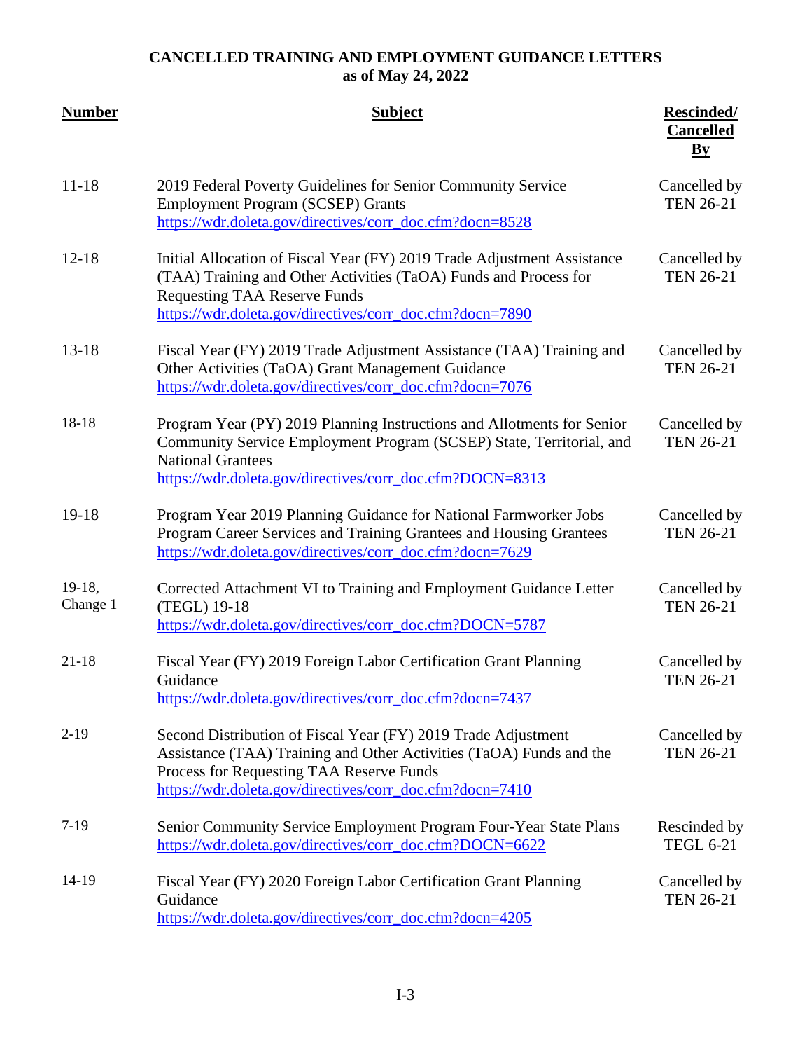**CANCELLED TRAINING AND EMPLOYMENT GUIDANCE LETTERS**
**as of May 24, 2022**

| Number | Subject | Rescinded/ Cancelled By |
|---|---|---|
| 11-18 | 2019 Federal Poverty Guidelines for Senior Community Service Employment Program (SCSEP) Grants https://wdr.doleta.gov/directives/corr_doc.cfm?docn=8528 | Cancelled by TEN 26-21 |
| 12-18 | Initial Allocation of Fiscal Year (FY) 2019 Trade Adjustment Assistance (TAA) Training and Other Activities (TaOA) Funds and Process for Requesting TAA Reserve Funds https://wdr.doleta.gov/directives/corr_doc.cfm?docn=7890 | Cancelled by TEN 26-21 |
| 13-18 | Fiscal Year (FY) 2019 Trade Adjustment Assistance (TAA) Training and Other Activities (TaOA) Grant Management Guidance https://wdr.doleta.gov/directives/corr_doc.cfm?docn=7076 | Cancelled by TEN 26-21 |
| 18-18 | Program Year (PY) 2019 Planning Instructions and Allotments for Senior Community Service Employment Program (SCSEP) State, Territorial, and National Grantees https://wdr.doleta.gov/directives/corr_doc.cfm?DOCN=8313 | Cancelled by TEN 26-21 |
| 19-18 | Program Year 2019 Planning Guidance for National Farmworker Jobs Program Career Services and Training Grantees and Housing Grantees https://wdr.doleta.gov/directives/corr_doc.cfm?docn=7629 | Cancelled by TEN 26-21 |
| 19-18, Change 1 | Corrected Attachment VI to Training and Employment Guidance Letter (TEGL) 19-18 https://wdr.doleta.gov/directives/corr_doc.cfm?DOCN=5787 | Cancelled by TEN 26-21 |
| 21-18 | Fiscal Year (FY) 2019 Foreign Labor Certification Grant Planning Guidance https://wdr.doleta.gov/directives/corr_doc.cfm?docn=7437 | Cancelled by TEN 26-21 |
| 2-19 | Second Distribution of Fiscal Year (FY) 2019 Trade Adjustment Assistance (TAA) Training and Other Activities (TaOA) Funds and the Process for Requesting TAA Reserve Funds https://wdr.doleta.gov/directives/corr_doc.cfm?docn=7410 | Cancelled by TEN 26-21 |
| 7-19 | Senior Community Service Employment Program Four-Year State Plans https://wdr.doleta.gov/directives/corr_doc.cfm?DOCN=6622 | Rescinded by TEGL 6-21 |
| 14-19 | Fiscal Year (FY) 2020 Foreign Labor Certification Grant Planning Guidance https://wdr.doleta.gov/directives/corr_doc.cfm?docn=4205 | Cancelled by TEN 26-21 |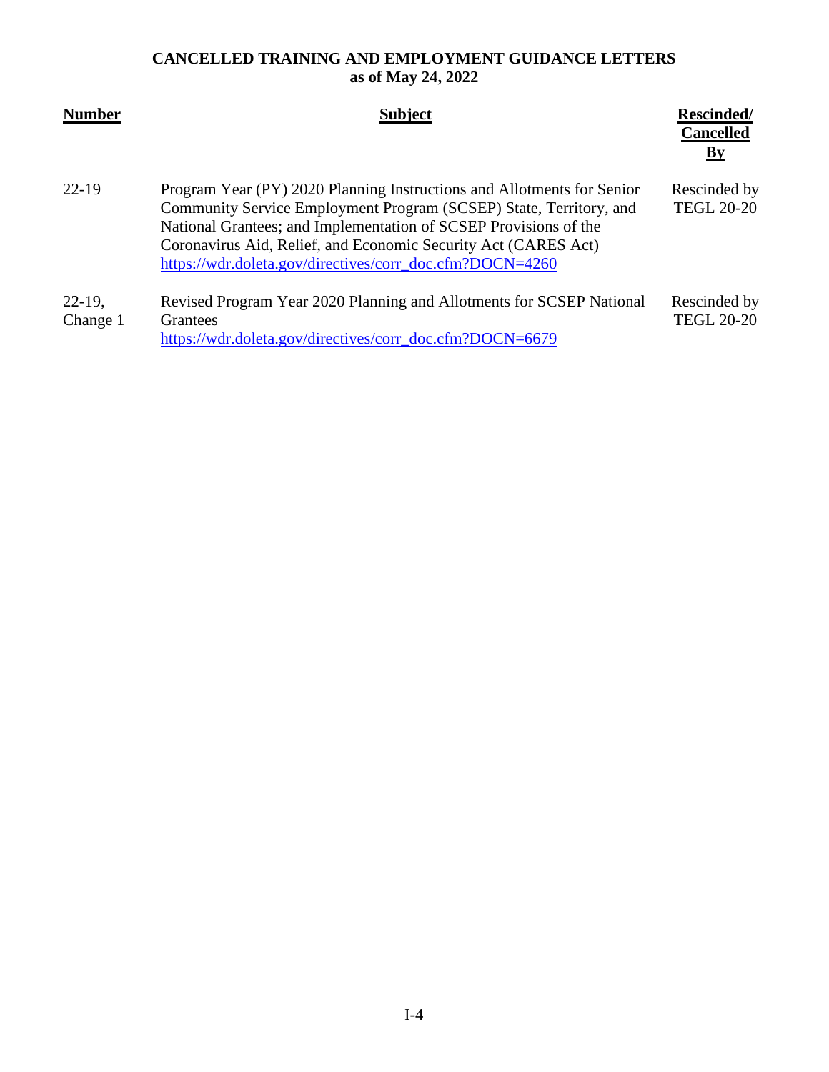**CANCELLED TRAINING AND EMPLOYMENT GUIDANCE LETTERS**
**as of May 24, 2022**

| Number | Subject | Rescinded/ Cancelled By |
| --- | --- | --- |
| 22-19 | Program Year (PY) 2020 Planning Instructions and Allotments for Senior Community Service Employment Program (SCSEP) State, Territory, and National Grantees; and Implementation of SCSEP Provisions of the Coronavirus Aid, Relief, and Economic Security Act (CARES Act) https://wdr.doleta.gov/directives/corr_doc.cfm?DOCN=4260 | Rescinded by TEGL 20-20 |
| 22-19, Change 1 | Revised Program Year 2020 Planning and Allotments for SCSEP National Grantees https://wdr.doleta.gov/directives/corr_doc.cfm?DOCN=6679 | Rescinded by TEGL 20-20 |